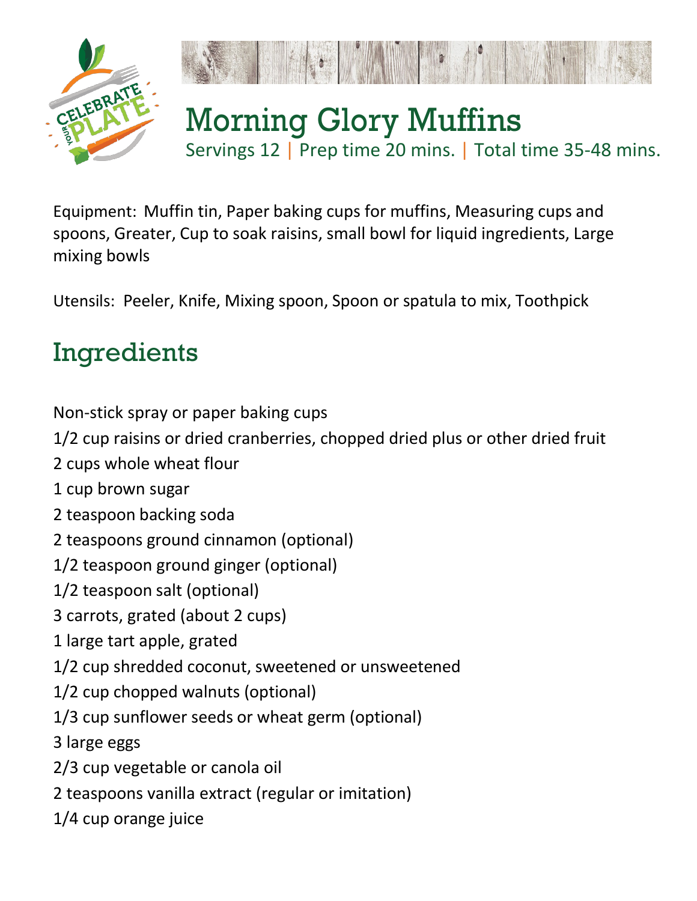# Morning Glory Muffins

Servings 12 | Prep time 20 mins. | Total time 35-48 mins.

Equipment: Muffin tin, Paper baking cups for muffins, Measuring cups and spoons, Greater, Cup to soak raisins, small bowl for liquid ingredients, Large mixing bowls

Utensils: Peeler, Knife, Mixing spoon, Spoon or spatula to mix, Toothpick

## Ingredients

Non-stick spray or paper baking cups
1/2 cup raisins or dried cranberries, chopped dried plus or other dried fruit
2 cups whole wheat flour
1 cup brown sugar
2 teaspoon backing soda
2 teaspoons ground cinnamon (optional)
1/2 teaspoon ground ginger (optional)
1/2 teaspoon salt (optional)
3 carrots, grated (about 2 cups)
1 large tart apple, grated
1/2 cup shredded coconut, sweetened or unsweetened
1/2 cup chopped walnuts (optional)
1/3 cup sunflower seeds or wheat germ (optional)
3 large eggs
2/3 cup vegetable or canola oil
2 teaspoons vanilla extract (regular or imitation)
1/4 cup orange juice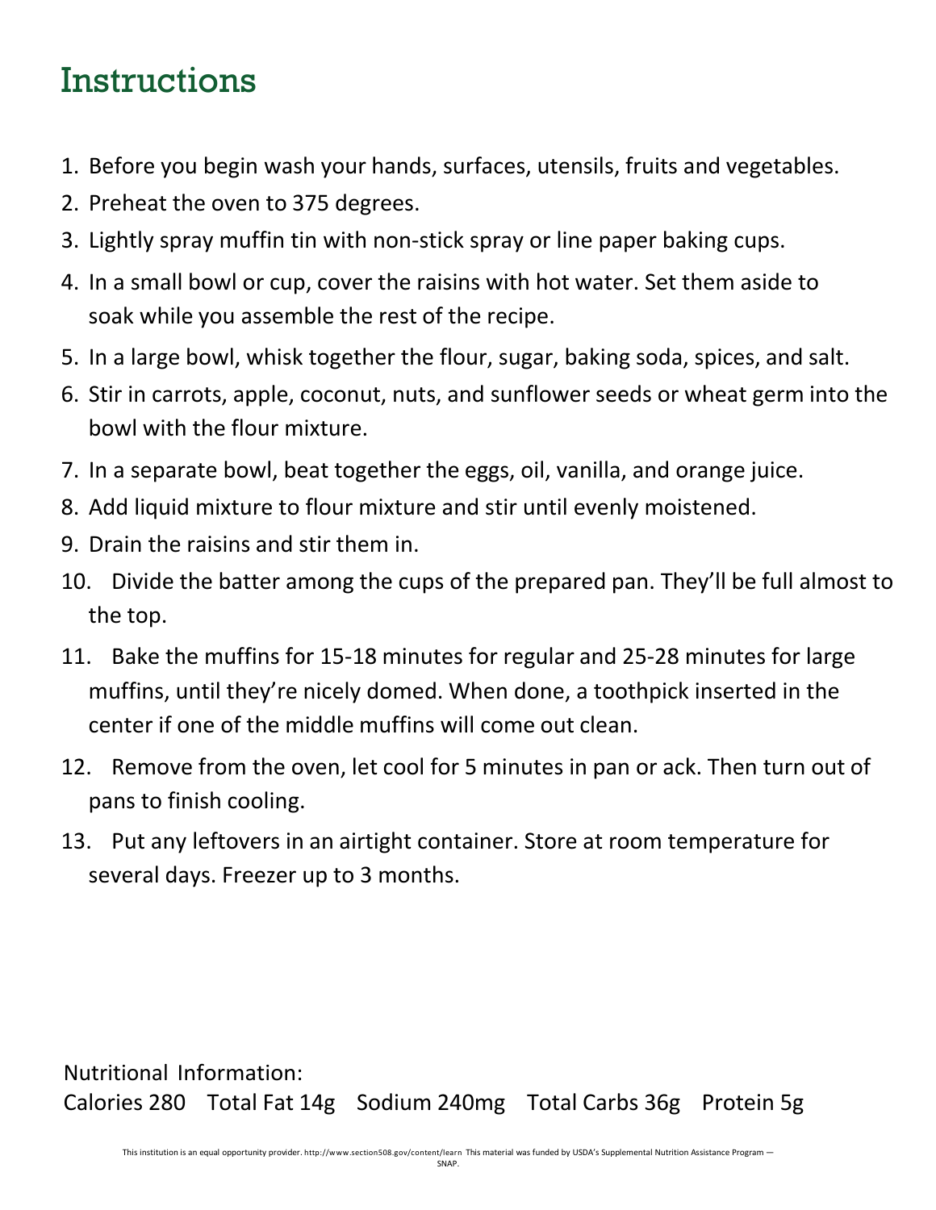# Instructions

1. Before you begin wash your hands, surfaces, utensils, fruits and vegetables.
2. Preheat the oven to 375 degrees.
3. Lightly spray muffin tin with non-stick spray or line paper baking cups.
4. In a small bowl or cup, cover the raisins with hot water. Set them aside to soak while you assemble the rest of the recipe.
5. In a large bowl, whisk together the flour, sugar, baking soda, spices, and salt.
6. Stir in carrots, apple, coconut, nuts, and sunflower seeds or wheat germ into the bowl with the flour mixture.
7. In a separate bowl, beat together the eggs, oil, vanilla, and orange juice.
8. Add liquid mixture to flour mixture and stir until evenly moistened.
9. Drain the raisins and stir them in.
10. Divide the batter among the cups of the prepared pan. They'll be full almost to the top.
11. Bake the muffins for 15-18 minutes for regular and 25-28 minutes for large muffins, until they're nicely domed. When done, a toothpick inserted in the center if one of the middle muffins will come out clean.
12. Remove from the oven, let cool for 5 minutes in pan or ack. Then turn out of pans to finish cooling.
13. Put any leftovers in an airtight container. Store at room temperature for several days. Freezer up to 3 months.

Nutritional Information:
Calories 280 Total Fat 14g Sodium 240mg Total Carbs 36g Protein 5g

This institution is an equal opportunity provider. http://www.section508.gov/content/learn This material was funded by USDA's Supplemental Nutrition Assistance Program — SNAP.